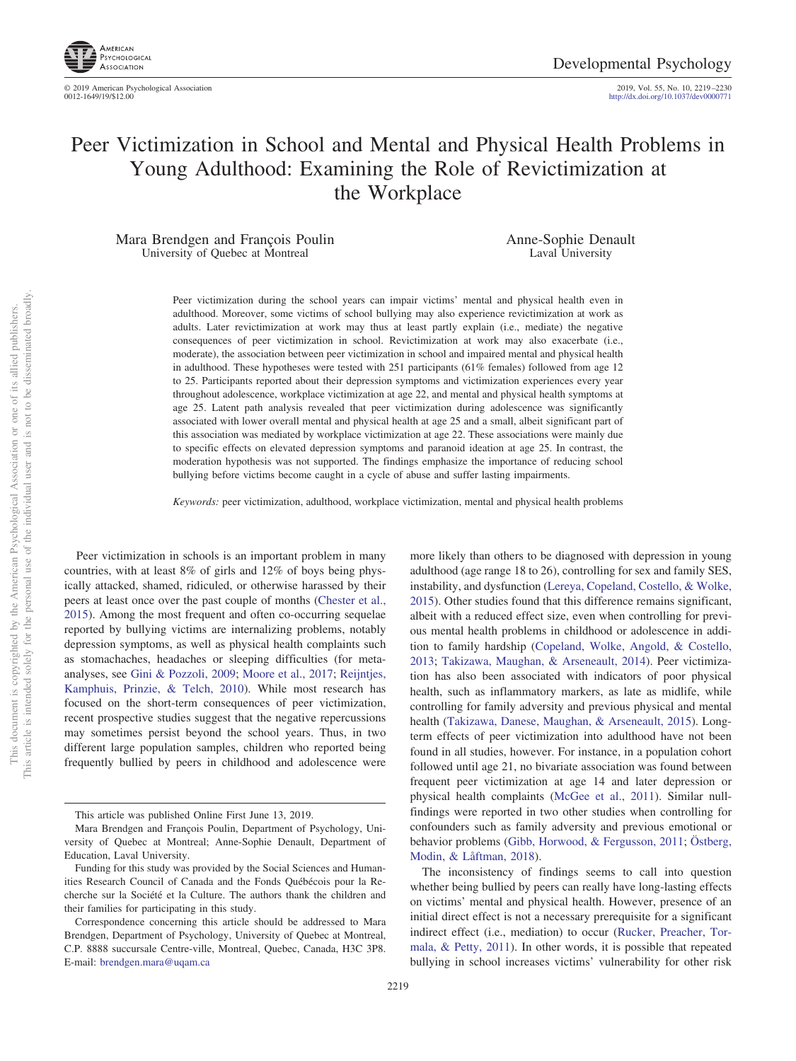# Peer Victimization in School and Mental and Physical Health Problems in Young Adulthood: Examining the Role of Revictimization at the Workplace

Mara Brendgen and François Poulin
University of Quebec at Montreal

Anne-Sophie Denault
Laval University

Peer victimization during the school years can impair victims' mental and physical health even in adulthood. Moreover, some victims of school bullying may also experience revictimization at work as adults. Later revictimization at work may thus at least partly explain (i.e., mediate) the negative consequences of peer victimization in school. Revictimization at work may also exacerbate (i.e., moderate), the association between peer victimization in school and impaired mental and physical health in adulthood. These hypotheses were tested with 251 participants (61% females) followed from age 12 to 25. Participants reported about their depression symptoms and victimization experiences every year throughout adolescence, workplace victimization at age 22, and mental and physical health symptoms at age 25. Latent path analysis revealed that peer victimization during adolescence was significantly associated with lower overall mental and physical health at age 25 and a small, albeit significant part of this association was mediated by workplace victimization at age 22. These associations were mainly due to specific effects on elevated depression symptoms and paranoid ideation at age 25. In contrast, the moderation hypothesis was not supported. The findings emphasize the importance of reducing school bullying before victims become caught in a cycle of abuse and suffer lasting impairments.

*Keywords:* peer victimization, adulthood, workplace victimization, mental and physical health problems

Peer victimization in schools is an important problem in many countries, with at least 8% of girls and 12% of boys being physically attacked, shamed, ridiculed, or otherwise harassed by their peers at least once over the past couple of months (Chester et al., 2015). Among the most frequent and often co-occurring sequelae reported by bullying victims are internalizing problems, notably depression symptoms, as well as physical health complaints such as stomachaches, headaches or sleeping difficulties (for meta-analyses, see Gini & Pozzoli, 2009; Moore et al., 2017; Reijntjes, Kamphuis, Prinzie, & Telch, 2010). While most research has focused on the short-term consequences of peer victimization, recent prospective studies suggest that the negative repercussions may sometimes persist beyond the school years. Thus, in two different large population samples, children who reported being frequently bullied by peers in childhood and adolescence were more likely than others to be diagnosed with depression in young adulthood (age range 18 to 26), controlling for sex and family SES, instability, and dysfunction (Lereya, Copeland, Costello, & Wolke, 2015). Other studies found that this difference remains significant, albeit with a reduced effect size, even when controlling for previous mental health problems in childhood or adolescence in addition to family hardship (Copeland, Wolke, Angold, & Costello, 2013; Takizawa, Maughan, & Arseneault, 2014). Peer victimization has also been associated with indicators of poor physical health, such as inflammatory markers, as late as midlife, while controlling for family adversity and previous physical and mental health (Takizawa, Danese, Maughan, & Arseneault, 2015). Long-term effects of peer victimization into adulthood have not been found in all studies, however. For instance, in a population cohort followed until age 21, no bivariate association was found between frequent peer victimization at age 14 and later depression or physical health complaints (McGee et al., 2011). Similar null-findings were reported in two other studies when controlling for confounders such as family adversity and previous emotional or behavior problems (Gibb, Horwood, & Fergusson, 2011; Östberg, Modin, & Låftman, 2018).

The inconsistency of findings seems to call into question whether being bullied by peers can really have long-lasting effects on victims' mental and physical health. However, presence of an initial direct effect is not a necessary prerequisite for a significant indirect effect (i.e., mediation) to occur (Rucker, Preacher, Tormala, & Petty, 2011). In other words, it is possible that repeated bullying in school increases victims' vulnerability for other risk

---

This article was published Online First June 13, 2019.

Mara Brendgen and François Poulin, Department of Psychology, University of Quebec at Montreal; Anne-Sophie Denault, Department of Education, Laval University.

Funding for this study was provided by the Social Sciences and Humanities Research Council of Canada and the Fonds Québécois pour la Recherche sur la Société et la Culture. The authors thank the children and their families for participating in this study.

Correspondence concerning this article should be addressed to Mara Brendgen, Department of Psychology, University of Quebec at Montreal, C.P. 8888 succursale Centre-ville, Montreal, Quebec, Canada, H3C 3P8. E-mail: brendgen.mara@uqam.ca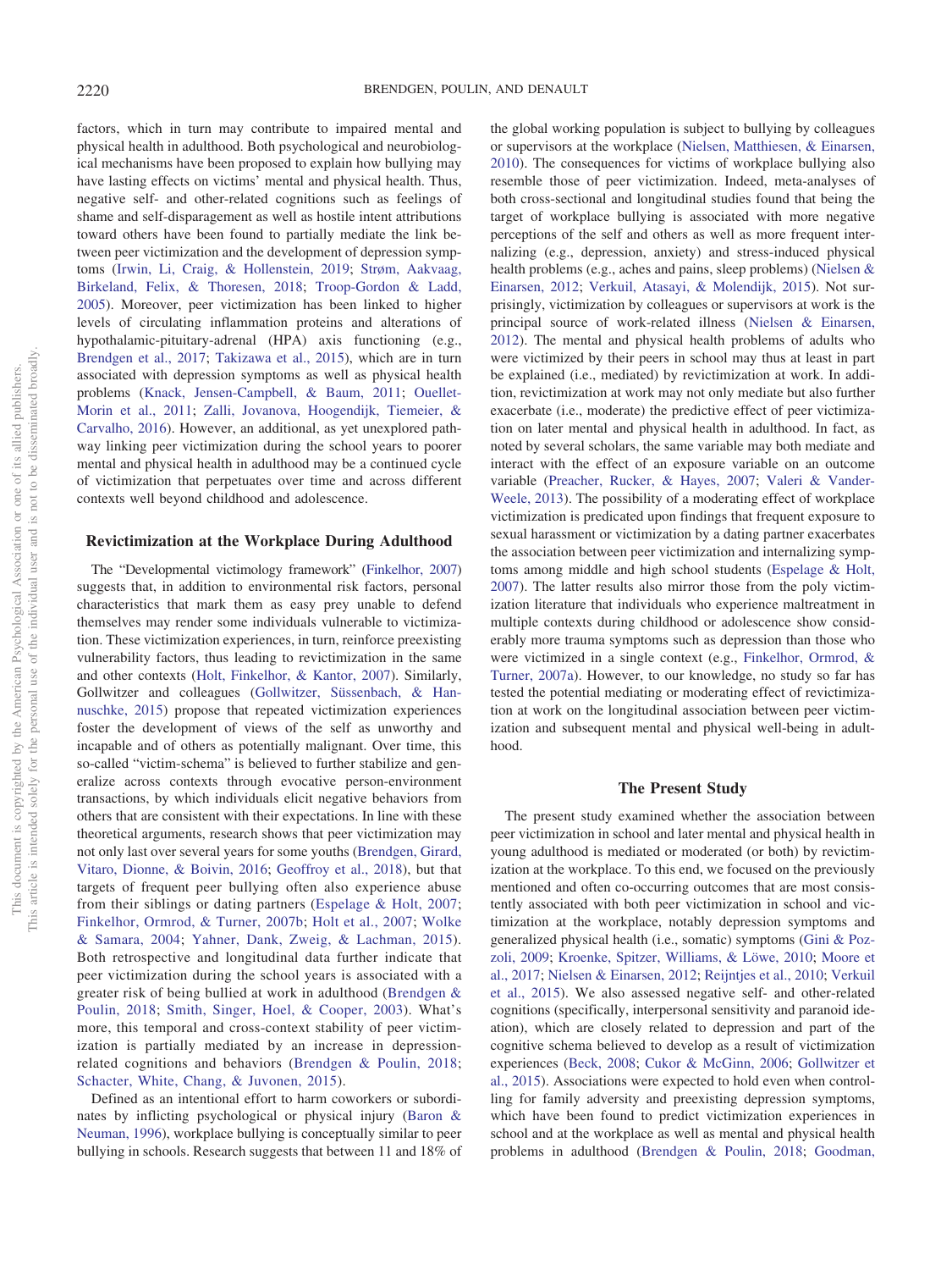factors, which in turn may contribute to impaired mental and physical health in adulthood. Both psychological and neurobiological mechanisms have been proposed to explain how bullying may have lasting effects on victims' mental and physical health. Thus, negative self- and other-related cognitions such as feelings of shame and self-disparagement as well as hostile intent attributions toward others have been found to partially mediate the link between peer victimization and the development of depression symptoms (Irwin, Li, Craig, & Hollenstein, 2019; Strøm, Aakvaag, Birkeland, Felix, & Thoresen, 2018; Troop-Gordon & Ladd, 2005). Moreover, peer victimization has been linked to higher levels of circulating inflammation proteins and alterations of hypothalamic-pituitary-adrenal (HPA) axis functioning (e.g., Brendgen et al., 2017; Takizawa et al., 2015), which are in turn associated with depression symptoms as well as physical health problems (Knack, Jensen-Campbell, & Baum, 2011; Ouellet-Morin et al., 2011; Zalli, Jovanova, Hoogendijk, Tiemeier, & Carvalho, 2016). However, an additional, as yet unexplored pathway linking peer victimization during the school years to poorer mental and physical health in adulthood may be a continued cycle of victimization that perpetuates over time and across different contexts well beyond childhood and adolescence.

## Revictimization at the Workplace During Adulthood

The "Developmental victimology framework" (Finkelhor, 2007) suggests that, in addition to environmental risk factors, personal characteristics that mark them as easy prey unable to defend themselves may render some individuals vulnerable to victimization. These victimization experiences, in turn, reinforce preexisting vulnerability factors, thus leading to revictimization in the same and other contexts (Holt, Finkelhor, & Kantor, 2007). Similarly, Gollwitzer and colleagues (Gollwitzer, Süssenbach, & Hannuschke, 2015) propose that repeated victimization experiences foster the development of views of the self as unworthy and incapable and of others as potentially malignant. Over time, this so-called "victim-schema" is believed to further stabilize and generalize across contexts through evocative person-environment transactions, by which individuals elicit negative behaviors from others that are consistent with their expectations. In line with these theoretical arguments, research shows that peer victimization may not only last over several years for some youths (Brendgen, Girard, Vitaro, Dionne, & Boivin, 2016; Geoffroy et al., 2018), but that targets of frequent peer bullying often also experience abuse from their siblings or dating partners (Espelage & Holt, 2007; Finkelhor, Ormrod, & Turner, 2007b; Holt et al., 2007; Wolke & Samara, 2004; Yahner, Dank, Zweig, & Lachman, 2015). Both retrospective and longitudinal data further indicate that peer victimization during the school years is associated with a greater risk of being bullied at work in adulthood (Brendgen & Poulin, 2018; Smith, Singer, Hoel, & Cooper, 2003). What's more, this temporal and cross-context stability of peer victimization is partially mediated by an increase in depression-related cognitions and behaviors (Brendgen & Poulin, 2018; Schacter, White, Chang, & Juvonen, 2015).

Defined as an intentional effort to harm coworkers or subordinates by inflicting psychological or physical injury (Baron & Neuman, 1996), workplace bullying is conceptually similar to peer bullying in schools. Research suggests that between 11 and 18% of the global working population is subject to bullying by colleagues or supervisors at the workplace (Nielsen, Matthiesen, & Einarsen, 2010). The consequences for victims of workplace bullying also resemble those of peer victimization. Indeed, meta-analyses of both cross-sectional and longitudinal studies found that being the target of workplace bullying is associated with more negative perceptions of the self and others as well as more frequent internalizing (e.g., depression, anxiety) and stress-induced physical health problems (e.g., aches and pains, sleep problems) (Nielsen & Einarsen, 2012; Verkuil, Atasayi, & Molendijk, 2015). Not surprisingly, victimization by colleagues or supervisors at work is the principal source of work-related illness (Nielsen & Einarsen, 2012). The mental and physical health problems of adults who were victimized by their peers in school may thus at least in part be explained (i.e., mediated) by revictimization at work. In addition, revictimization at work may not only mediate but also further exacerbate (i.e., moderate) the predictive effect of peer victimization on later mental and physical health in adulthood. In fact, as noted by several scholars, the same variable may both mediate and interact with the effect of an exposure variable on an outcome variable (Preacher, Rucker, & Hayes, 2007; Valeri & VanderWeele, 2013). The possibility of a moderating effect of workplace victimization is predicated upon findings that frequent exposure to sexual harassment or victimization by a dating partner exacerbates the association between peer victimization and internalizing symptoms among middle and high school students (Espelage & Holt, 2007). The latter results also mirror those from the poly victimization literature that individuals who experience maltreatment in multiple contexts during childhood or adolescence show considerably more trauma symptoms such as depression than those who were victimized in a single context (e.g., Finkelhor, Ormrod, & Turner, 2007a). However, to our knowledge, no study so far has tested the potential mediating or moderating effect of revictimization at work on the longitudinal association between peer victimization and subsequent mental and physical well-being in adulthood.

## The Present Study

The present study examined whether the association between peer victimization in school and later mental and physical health in young adulthood is mediated or moderated (or both) by revictimization at the workplace. To this end, we focused on the previously mentioned and often co-occurring outcomes that are most consistently associated with both peer victimization in school and victimization at the workplace, notably depression symptoms and generalized physical health (i.e., somatic) symptoms (Gini & Pozzoli, 2009; Kroenke, Spitzer, Williams, & Löwe, 2010; Moore et al., 2017; Nielsen & Einarsen, 2012; Reijntjes et al., 2010; Verkuil et al., 2015). We also assessed negative self- and other-related cognitions (specifically, interpersonal sensitivity and paranoid ideation), which are closely related to depression and part of the cognitive schema believed to develop as a result of victimization experiences (Beck, 2008; Cukor & McGinn, 2006; Gollwitzer et al., 2015). Associations were expected to hold even when controlling for family adversity and preexisting depression symptoms, which have been found to predict victimization experiences in school and at the workplace as well as mental and physical health problems in adulthood (Brendgen & Poulin, 2018; Goodman,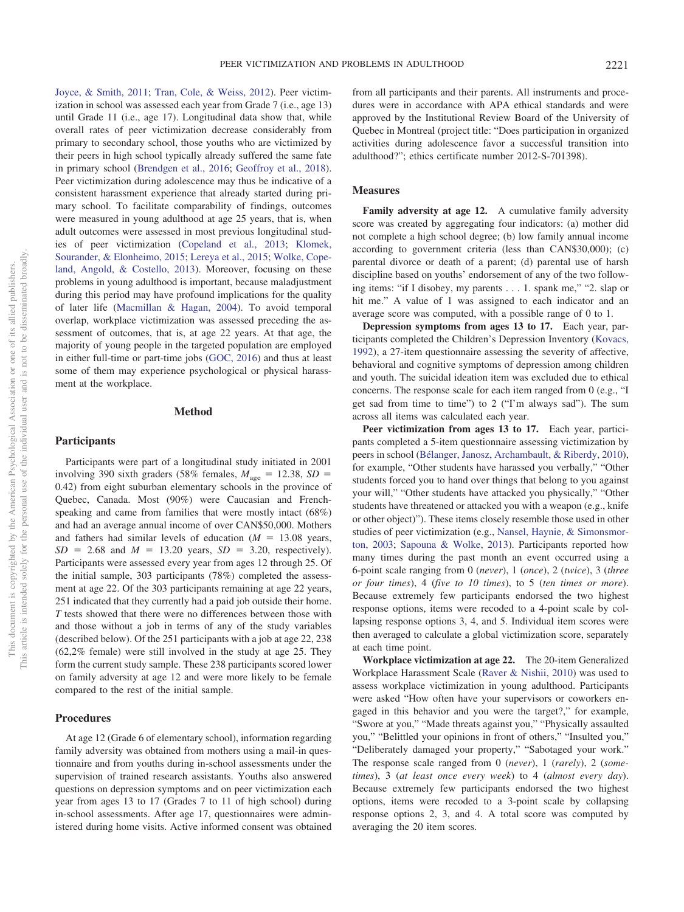Joyce, & Smith, 2011; Tran, Cole, & Weiss, 2012). Peer victimization in school was assessed each year from Grade 7 (i.e., age 13) until Grade 11 (i.e., age 17). Longitudinal data show that, while overall rates of peer victimization decrease considerably from primary to secondary school, those youths who are victimized by their peers in high school typically already suffered the same fate in primary school (Brendgen et al., 2016; Geoffroy et al., 2018). Peer victimization during adolescence may thus be indicative of a consistent harassment experience that already started during primary school. To facilitate comparability of findings, outcomes were measured in young adulthood at age 25 years, that is, when adult outcomes were assessed in most previous longitudinal studies of peer victimization (Copeland et al., 2013; Klomek, Sourander, & Elonheimo, 2015; Lereya et al., 2015; Wolke, Copeland, Angold, & Costello, 2013). Moreover, focusing on these problems in young adulthood is important, because maladjustment during this period may have profound implications for the quality of later life (Macmillan & Hagan, 2004). To avoid temporal overlap, workplace victimization was assessed preceding the assessment of outcomes, that is, at age 22 years. At that age, the majority of young people in the targeted population are employed in either full-time or part-time jobs (GOC, 2016) and thus at least some of them may experience psychological or physical harassment at the workplace.

# Method

## Participants

Participants were part of a longitudinal study initiated in 2001 involving 390 sixth graders (58% females, $M_{age}$ = 12.38, $SD$ = 0.42) from eight suburban elementary schools in the province of Quebec, Canada. Most (90%) were Caucasian and French-speaking and came from families that were mostly intact (68%) and had an average annual income of over CAN$50,000. Mothers and fathers had similar levels of education ($M$ = 13.08 years, $SD$ = 2.68 and $M$ = 13.20 years, $SD$ = 3.20, respectively). Participants were assessed every year from ages 12 through 25. Of the initial sample, 303 participants (78%) completed the assessment at age 22. Of the 303 participants remaining at age 22 years, 251 indicated that they currently had a paid job outside their home. *T* tests showed that there were no differences between those with and those without a job in terms of any of the study variables (described below). Of the 251 participants with a job at age 22, 238 (62,2% female) were still involved in the study at age 25. They form the current study sample. These 238 participants scored lower on family adversity at age 12 and were more likely to be female compared to the rest of the initial sample.

## Procedures

At age 12 (Grade 6 of elementary school), information regarding family adversity was obtained from mothers using a mail-in questionnaire and from youths during in-school assessments under the supervision of trained research assistants. Youths also answered questions on depression symptoms and on peer victimization each year from ages 13 to 17 (Grades 7 to 11 of high school) during in-school assessments. After age 17, questionnaires were administered during home visits. Active informed consent was obtained from all participants and their parents. All instruments and procedures were in accordance with APA ethical standards and were approved by the Institutional Review Board of the University of Quebec in Montreal (project title: "Does participation in organized activities during adolescence favor a successful transition into adulthood?"; ethics certificate number 2012-S-701398).

## Measures

**Family adversity at age 12.** A cumulative family adversity score was created by aggregating four indicators: (a) mother did not complete a high school degree; (b) low family annual income according to government criteria (less than CAN$30,000); (c) parental divorce or death of a parent; (d) parental use of harsh discipline based on youths' endorsement of any of the two following items: "if I disobey, my parents . . . 1. spank me," "2. slap or hit me." A value of 1 was assigned to each indicator and an average score was computed, with a possible range of 0 to 1.

**Depression symptoms from ages 13 to 17.** Each year, participants completed the Children's Depression Inventory (Kovacs, 1992), a 27-item questionnaire assessing the severity of affective, behavioral and cognitive symptoms of depression among children and youth. The suicidal ideation item was excluded due to ethical concerns. The response scale for each item ranged from 0 (e.g., "I get sad from time to time") to 2 ("I'm always sad"). The sum across all items was calculated each year.

**Peer victimization from ages 13 to 17.** Each year, participants completed a 5-item questionnaire assessing victimization by peers in school (Bélanger, Janosz, Archambault, & Riberdy, 2010), for example, "Other students have harassed you verbally," "Other students forced you to hand over things that belong to you against your will," "Other students have attacked you physically," "Other students have threatened or attacked you with a weapon (e.g., knife or other object)"). These items closely resemble those used in other studies of peer victimization (e.g., Nansel, Haynie, & Simonsmorton, 2003; Sapouna & Wolke, 2013). Participants reported how many times during the past month an event occurred using a 6-point scale ranging from 0 (*never*), 1 (*once*), 2 (*twice*), 3 (*three or four times*), 4 (*five to 10 times*), to 5 (*ten times or more*). Because extremely few participants endorsed the two highest response options, items were recoded to a 4-point scale by collapsing response options 3, 4, and 5. Individual item scores were then averaged to calculate a global victimization score, separately at each time point.

**Workplace victimization at age 22.** The 20-item Generalized Workplace Harassment Scale (Raver & Nishii, 2010) was used to assess workplace victimization in young adulthood. Participants were asked "How often have your supervisors or coworkers engaged in this behavior and you were the target?," for example, "Swore at you," "Made threats against you," "Physically assaulted you," "Belittled your opinions in front of others," "Insulted you," "Deliberately damaged your property," "Sabotaged your work." The response scale ranged from 0 (*never*), 1 (*rarely*), 2 (*sometimes*), 3 (*at least once every week*) to 4 (*almost every day*). Because extremely few participants endorsed the two highest options, items were recoded to a 3-point scale by collapsing response options 2, 3, and 4. A total score was computed by averaging the 20 item scores.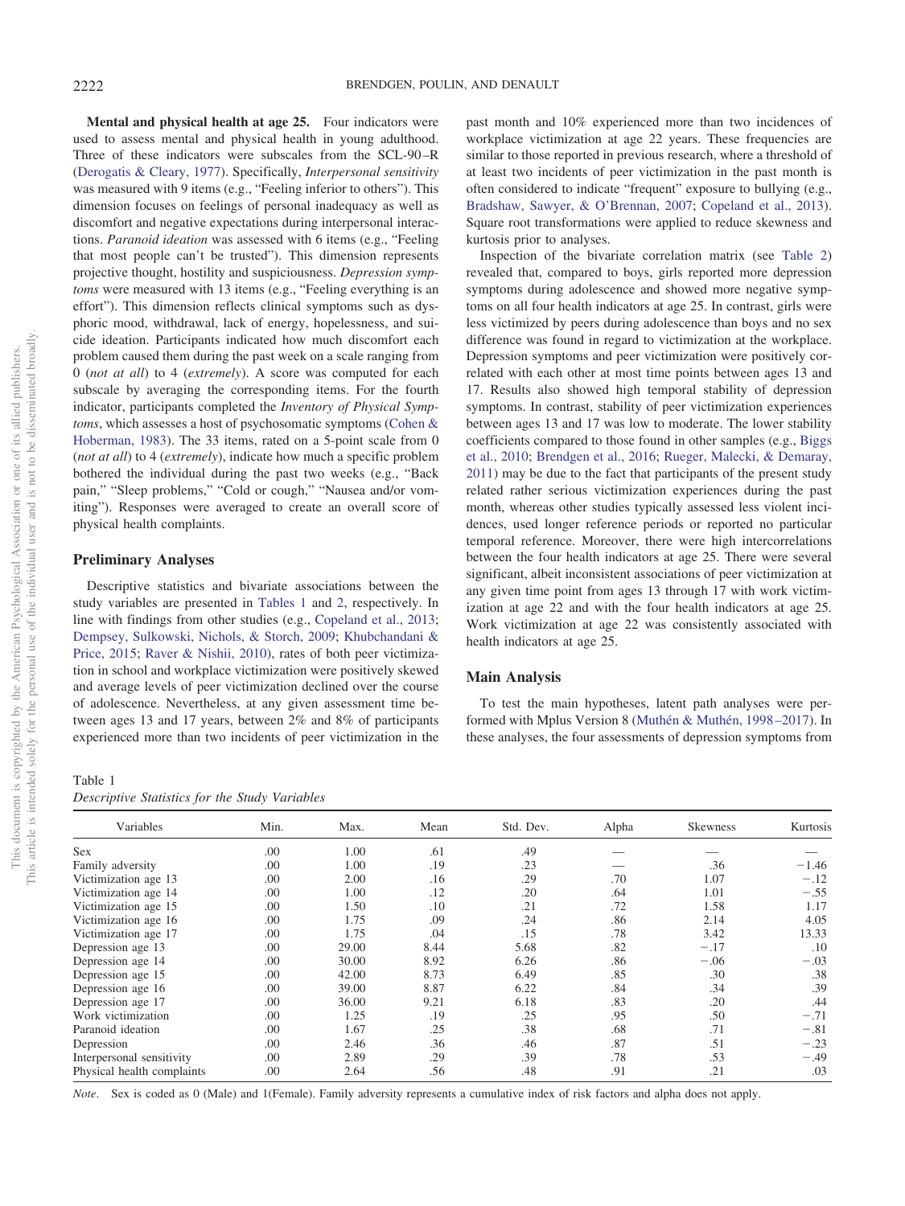**Mental and physical health at age 25.** Four indicators were used to assess mental and physical health in young adulthood. Three of these indicators were subscales from the SCL-90–R (Derogatis & Cleary, 1977). Specifically, *Interpersonal sensitivity* was measured with 9 items (e.g., "Feeling inferior to others"). This dimension focuses on feelings of personal inadequacy as well as discomfort and negative expectations during interpersonal interactions. *Paranoid ideation* was assessed with 6 items (e.g., "Feeling that most people can't be trusted"). This dimension represents projective thought, hostility and suspiciousness. *Depression symptoms* were measured with 13 items (e.g., "Feeling everything is an effort"). This dimension reflects clinical symptoms such as dysphoric mood, withdrawal, lack of energy, hopelessness, and suicide ideation. Participants indicated how much discomfort each problem caused them during the past week on a scale ranging from 0 (*not at all*) to 4 (*extremely*). A score was computed for each subscale by averaging the corresponding items. For the fourth indicator, participants completed the *Inventory of Physical Symptoms*, which assesses a host of psychosomatic symptoms (Cohen & Hoberman, 1983). The 33 items, rated on a 5-point scale from 0 (*not at all*) to 4 (*extremely*), indicate how much a specific problem bothered the individual during the past two weeks (e.g., "Back pain," "Sleep problems," "Cold or cough," "Nausea and/or vomiting"). Responses were averaged to create an overall score of physical health complaints.

## Preliminary Analyses

Descriptive statistics and bivariate associations between the study variables are presented in Tables 1 and 2, respectively. In line with findings from other studies (e.g., Copeland et al., 2013; Dempsey, Sulkowski, Nichols, & Storch, 2009; Khubchandani & Price, 2015; Raver & Nishii, 2010), rates of both peer victimization in school and workplace victimization were positively skewed and average levels of peer victimization declined over the course of adolescence. Nevertheless, at any given assessment time between ages 13 and 17 years, between 2% and 8% of participants experienced more than two incidents of peer victimization in the past month and 10% experienced more than two incidences of workplace victimization at age 22 years. These frequencies are similar to those reported in previous research, where a threshold of at least two incidents of peer victimization in the past month is often considered to indicate "frequent" exposure to bullying (e.g., Bradshaw, Sawyer, & O'Brennan, 2007; Copeland et al., 2013). Square root transformations were applied to reduce skewness and kurtosis prior to analyses.

Inspection of the bivariate correlation matrix (see Table 2) revealed that, compared to boys, girls reported more depression symptoms during adolescence and showed more negative symptoms on all four health indicators at age 25. In contrast, girls were less victimized by peers during adolescence than boys and no sex difference was found in regard to victimization at the workplace. Depression symptoms and peer victimization were positively correlated with each other at most time points between ages 13 and 17. Results also showed high temporal stability of depression symptoms. In contrast, stability of peer victimization experiences between ages 13 and 17 was low to moderate. The lower stability coefficients compared to those found in other samples (e.g., Biggs et al., 2010; Brendgen et al., 2016; Rueger, Malecki, & Demaray, 2011) may be due to the fact that participants of the present study related rather serious victimization experiences during the past month, whereas other studies typically assessed less violent incidences, used longer reference periods or reported no particular temporal reference. Moreover, there were high intercorrelations between the four health indicators at age 25. There were several significant, albeit inconsistent associations of peer victimization at any given time point from ages 13 through 17 with work victimization at age 22 and with the four health indicators at age 25. Work victimization at age 22 was consistently associated with health indicators at age 25.

## Main Analysis

To test the main hypotheses, latent path analyses were performed with Mplus Version 8 (Muthén & Muthén, 1998–2017). In these analyses, the four assessments of depression symptoms from

Table 1
*Descriptive Statistics for the Study Variables*

| Variables | Min. | Max. | Mean | Std. Dev. | Alpha | Skewness | Kurtosis |
|---|---|---|---|---|---|---|---|
| Sex | .00 | 1.00 | .61 | .49 | — | — | — |
| Family adversity | .00 | 1.00 | .19 | .23 | — | .36 | −1.46 |
| Victimization age 13 | .00 | 2.00 | .16 | .29 | .70 | 1.07 | −.12 |
| Victimization age 14 | .00 | 1.00 | .12 | .20 | .64 | 1.01 | −.55 |
| Victimization age 15 | .00 | 1.50 | .10 | .21 | .72 | 1.58 | 1.17 |
| Victimization age 16 | .00 | 1.75 | .09 | .24 | .86 | 2.14 | 4.05 |
| Victimization age 17 | .00 | 1.75 | .04 | .15 | .78 | 3.42 | 13.33 |
| Depression age 13 | .00 | 29.00 | 8.44 | 5.68 | .82 | −.17 | .10 |
| Depression age 14 | .00 | 30.00 | 8.92 | 6.26 | .86 | −.06 | −.03 |
| Depression age 15 | .00 | 42.00 | 8.73 | 6.49 | .85 | .30 | .38 |
| Depression age 16 | .00 | 39.00 | 8.87 | 6.22 | .84 | .34 | .39 |
| Depression age 17 | .00 | 36.00 | 9.21 | 6.18 | .83 | .20 | .44 |
| Work victimization | .00 | 1.25 | .19 | .25 | .95 | .50 | −.71 |
| Paranoid ideation | .00 | 1.67 | .25 | .38 | .68 | .71 | −.81 |
| Depression | .00 | 2.46 | .36 | .46 | .87 | .51 | −.23 |
| Interpersonal sensitivity | .00 | 2.89 | .29 | .39 | .78 | .53 | −.49 |
| Physical health complaints | .00 | 2.64 | .56 | .48 | .91 | .21 | .03 |

*Note*. Sex is coded as 0 (Male) and 1(Female). Family adversity represents a cumulative index of risk factors and alpha does not apply.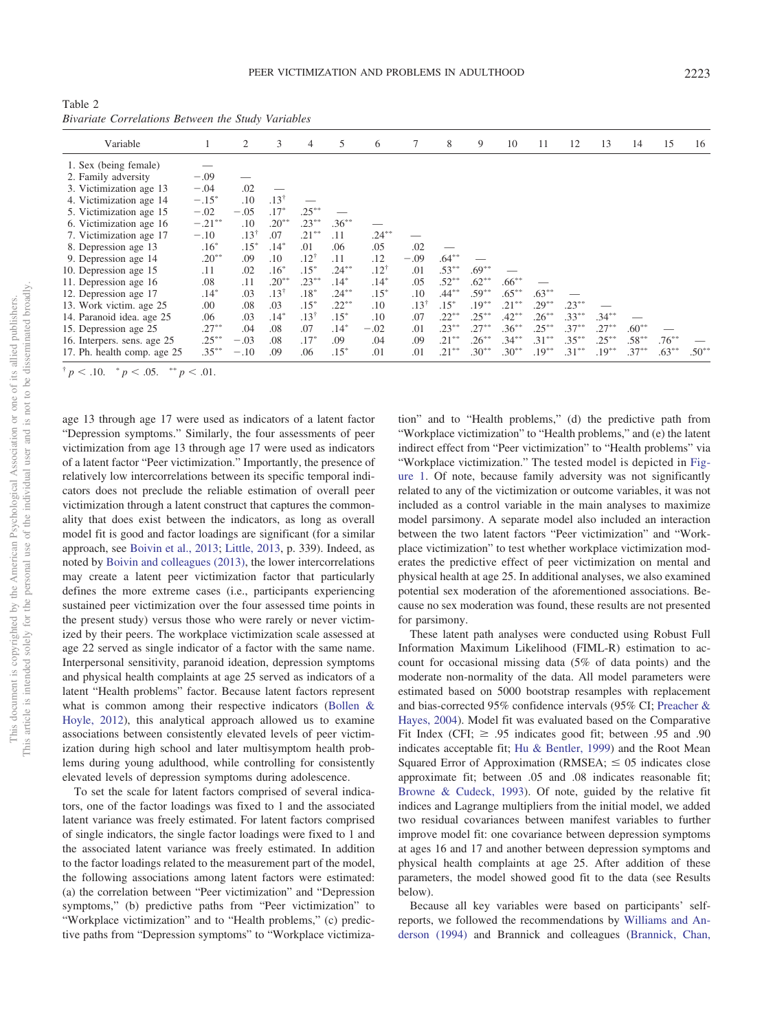Table 2
*Bivariate Correlations Between the Study Variables*

| Variable | 1 | 2 | 3 | 4 | 5 | 6 | 7 | 8 | 9 | 10 | 11 | 12 | 13 | 14 | 15 | 16 |
|---|---|---|---|---|---|---|---|---|---|---|---|---|---|---|---|---|
| 1. Sex (being female) | — | | | | | | | | | | | | | | | |
| 2. Family adversity | −.09 | — | | | | | | | | | | | | | | |
| 3. Victimization age 13 | −.04 | .02 | — | | | | | | | | | | | | | |
| 4. Victimization age 14 | −.15* | .10 | .13† | — | | | | | | | | | | | | |
| 5. Victimization age 15 | −.02 | −.05 | .17* | .25** | — | | | | | | | | | | | |
| 6. Victimization age 16 | −.21** | .10 | .20** | .23** | .36** | — | | | | | | | | | | |
| 7. Victimization age 17 | −.10 | .13† | .07 | .21** | .11 | .24** | — | | | | | | | | | |
| 8. Depression age 13 | .16* | .15* | .14* | .01 | .06 | .05 | .02 | — | | | | | | | | |
| 9. Depression age 14 | .20** | .09 | .10 | .12† | .11 | .12 | −.09 | .64** | — | | | | | | | |
| 10. Depression age 15 | .11 | .02 | .16* | .15* | .24** | .12† | .01 | .53** | .69** | — | | | | | | |
| 11. Depression age 16 | .08 | .11 | .20** | .23** | .14* | .14* | .05 | .52** | .62** | .66** | — | | | | | |
| 12. Depression age 17 | .14* | .03 | .13† | .18* | .24** | .15* | .10 | .44** | .59** | .65** | .63** | — | | | | |
| 13. Work victim. age 25 | .00 | .08 | .03 | .15* | .22** | .10 | .13† | .15* | .19** | .21** | .29** | .23** | — | | | |
| 14. Paranoid idea. age 25 | .06 | .03 | .14* | .13† | .15* | .10 | .07 | .22** | .25** | .42** | .26** | .33** | .34** | — | | |
| 15. Depression age 25 | .27** | .04 | .08 | .07 | .14* | −.02 | .01 | .23** | .27** | .36** | .25** | .37** | .27** | .60** | — | |
| 16. Interpers. sens. age 25 | .25** | −.03 | .08 | .17* | .09 | .04 | .09 | .21** | .26** | .34** | .31** | .35** | .25** | .58** | .76** | — |
| 17. Ph. health comp. age 25 | .35** | −.10 | .09 | .06 | .15* | .01 | .01 | .21** | .30** | .30** | .19** | .31** | .19** | .37** | .63** | .50** |

† $p < .10$. * $p < .05$. ** $p < .01$.

age 13 through age 17 were used as indicators of a latent factor "Depression symptoms." Similarly, the four assessments of peer victimization from age 13 through age 17 were used as indicators of a latent factor "Peer victimization." Importantly, the presence of relatively low intercorrelations between its specific temporal indicators does not preclude the reliable estimation of overall peer victimization through a latent construct that captures the commonality that does exist between the indicators, as long as overall model fit is good and factor loadings are significant (for a similar approach, see Boivin et al., 2013; Little, 2013, p. 339). Indeed, as noted by Boivin and colleagues (2013), the lower intercorrelations may create a latent peer victimization factor that particularly defines the more extreme cases (i.e., participants experiencing sustained peer victimization over the four assessed time points in the present study) versus those who were rarely or never victimized by their peers. The workplace victimization scale assessed at age 22 served as single indicator of a factor with the same name. Interpersonal sensitivity, paranoid ideation, depression symptoms and physical health complaints at age 25 served as indicators of a latent "Health problems" factor. Because latent factors represent what is common among their respective indicators (Bollen & Hoyle, 2012), this analytical approach allowed us to examine associations between consistently elevated levels of peer victimization during high school and later multisymptom health problems during young adulthood, while controlling for consistently elevated levels of depression symptoms during adolescence.

To set the scale for latent factors comprised of several indicators, one of the factor loadings was fixed to 1 and the associated latent variance was freely estimated. For latent factors comprised of single indicators, the single factor loadings were fixed to 1 and the associated latent variance was freely estimated. In addition to the factor loadings related to the measurement part of the model, the following associations among latent factors were estimated: (a) the correlation between "Peer victimization" and "Depression symptoms," (b) predictive paths from "Peer victimization" to "Workplace victimization" and to "Health problems," (c) predictive paths from "Depression symptoms" to "Workplace victimization" and to "Health problems," (d) the predictive path from "Workplace victimization" to "Health problems," and (e) the latent indirect effect from "Peer victimization" to "Health problems" via "Workplace victimization." The tested model is depicted in Figure 1. Of note, because family adversity was not significantly related to any of the victimization or outcome variables, it was not included as a control variable in the main analyses to maximize model parsimony. A separate model also included an interaction between the two latent factors "Peer victimization" and "Workplace victimization" to test whether workplace victimization moderates the predictive effect of peer victimization on mental and physical health at age 25. In additional analyses, we also examined potential sex moderation of the aforementioned associations. Because no sex moderation was found, these results are not presented for parsimony.

These latent path analyses were conducted using Robust Full Information Maximum Likelihood (FIML-R) estimation to account for occasional missing data (5% of data points) and the moderate non-normality of the data. All model parameters were estimated based on 5000 bootstrap resamples with replacement and bias-corrected 95% confidence intervals (95% CI; Preacher & Hayes, 2004). Model fit was evaluated based on the Comparative Fit Index (CFI; ≥ .95 indicates good fit; between .95 and .90 indicates acceptable fit; Hu & Bentler, 1999) and the Root Mean Squared Error of Approximation (RMSEA; ≤ 05 indicates close approximate fit; between .05 and .08 indicates reasonable fit; Browne & Cudeck, 1993). Of note, guided by the relative fit indices and Lagrange multipliers from the initial model, we added two residual covariances between manifest variables to further improve model fit: one covariance between depression symptoms at ages 16 and 17 and another between depression symptoms and physical health complaints at age 25. After addition of these parameters, the model showed good fit to the data (see Results below).

Because all key variables were based on participants' self-reports, we followed the recommendations by Williams and Anderson (1994) and Brannick and colleagues (Brannick, Chan,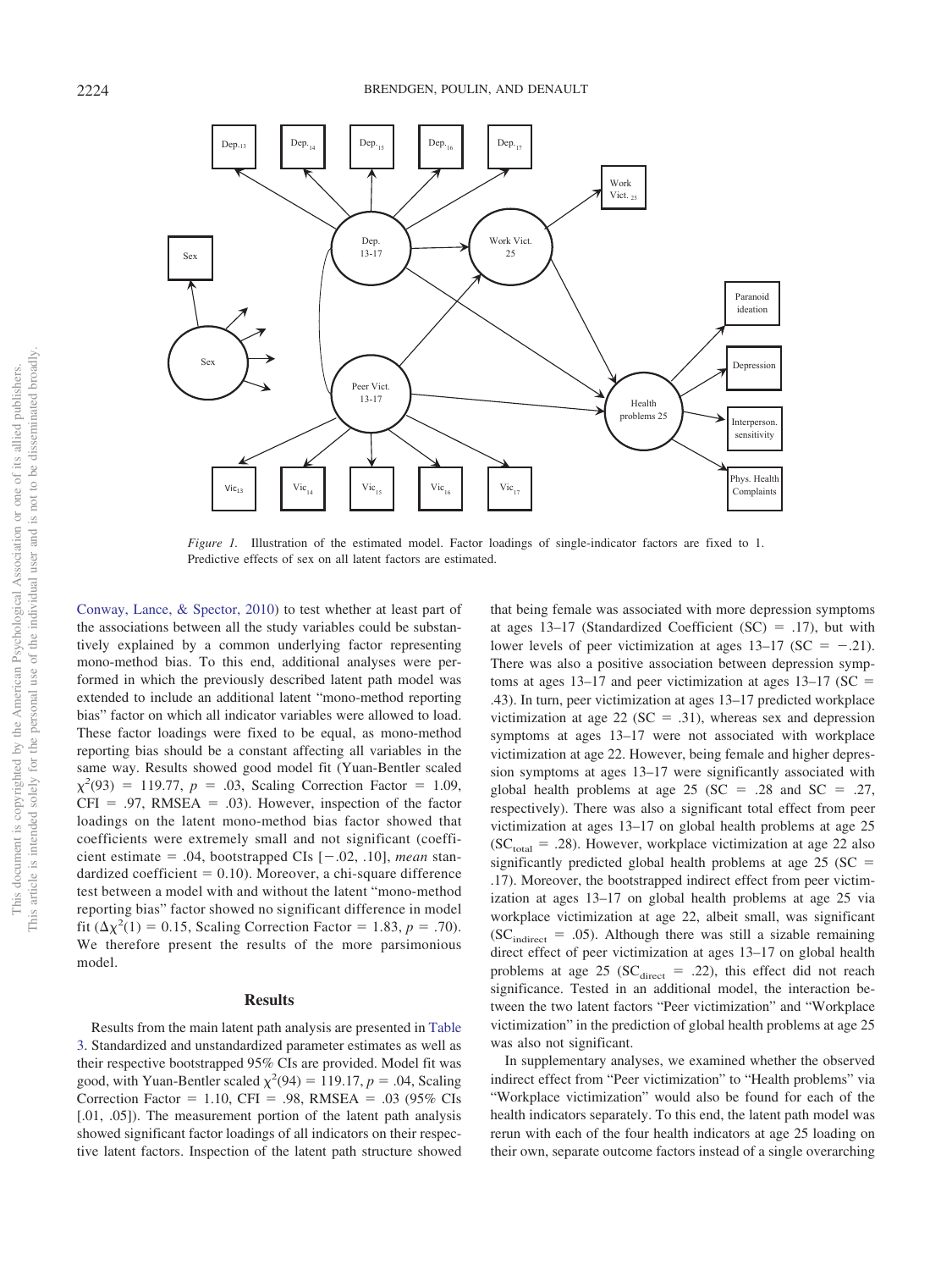*Figure 1.* Illustration of the estimated model. Factor loadings of single-indicator factors are fixed to 1. Predictive effects of sex on all latent factors are estimated.

Conway, Lance, & Spector, 2010) to test whether at least part of the associations between all the study variables could be substantively explained by a common underlying factor representing mono-method bias. To this end, additional analyses were performed in which the previously described latent path model was extended to include an additional latent "mono-method reporting bias" factor on which all indicator variables were allowed to load. These factor loadings were fixed to be equal, as mono-method reporting bias should be a constant affecting all variables in the same way. Results showed good model fit (Yuan-Bentler scaled $\chi^2(93) = 119.77$, $p = .03$, Scaling Correction Factor $= 1.09$, CFI $= .97$, RMSEA $= .03$). However, inspection of the factor loadings on the latent mono-method bias factor showed that coefficients were extremely small and not significant (coefficient estimate $= .04$, bootstrapped CIs [−.02, .10], *mean* standardized coefficient $= 0.10$). Moreover, a chi-square difference test between a model with and without the latent "mono-method reporting bias" factor showed no significant difference in model fit ($\Delta\chi^2(1) = 0.15$, Scaling Correction Factor $= 1.83$, $p = .70$). We therefore present the results of the more parsimonious model.

## Results

Results from the main latent path analysis are presented in Table 3. Standardized and unstandardized parameter estimates as well as their respective bootstrapped 95% CIs are provided. Model fit was good, with Yuan-Bentler scaled $\chi^2(94) = 119.17$, $p = .04$, Scaling Correction Factor $= 1.10$, CFI $= .98$, RMSEA $= .03$ (95% CIs [.01, .05]). The measurement portion of the latent path analysis showed significant factor loadings of all indicators on their respective latent factors. Inspection of the latent path structure showed that being female was associated with more depression symptoms at ages 13–17 (Standardized Coefficient (SC) $= .17$), but with lower levels of peer victimization at ages 13–17 (SC $= -.21$). There was also a positive association between depression symptoms at ages 13–17 and peer victimization at ages 13–17 (SC $= .43$). In turn, peer victimization at ages 13–17 predicted workplace victimization at age 22 (SC $= .31$), whereas sex and depression symptoms at ages 13–17 were not associated with workplace victimization at age 22. However, being female and higher depression symptoms at ages 13–17 were significantly associated with global health problems at age 25 (SC $= .28$ and SC $= .27$, respectively). There was also a significant total effect from peer victimization at ages 13–17 on global health problems at age 25 ($SC_{total} = .28$). However, workplace victimization at age 22 also significantly predicted global health problems at age 25 (SC $= .17$). Moreover, the bootstrapped indirect effect from peer victimization at ages 13–17 on global health problems at age 25 via workplace victimization at age 22, albeit small, was significant ($SC_{indirect} = .05$). Although there was still a sizable remaining direct effect of peer victimization at ages 13–17 on global health problems at age 25 ($SC_{direct} = .22$), this effect did not reach significance. Tested in an additional model, the interaction between the two latent factors "Peer victimization" and "Workplace victimization" in the prediction of global health problems at age 25 was also not significant.

In supplementary analyses, we examined whether the observed indirect effect from "Peer victimization" to "Health problems" via "Workplace victimization" would also be found for each of the health indicators separately. To this end, the latent path model was rerun with each of the four health indicators at age 25 loading on their own, separate outcome factors instead of a single overarching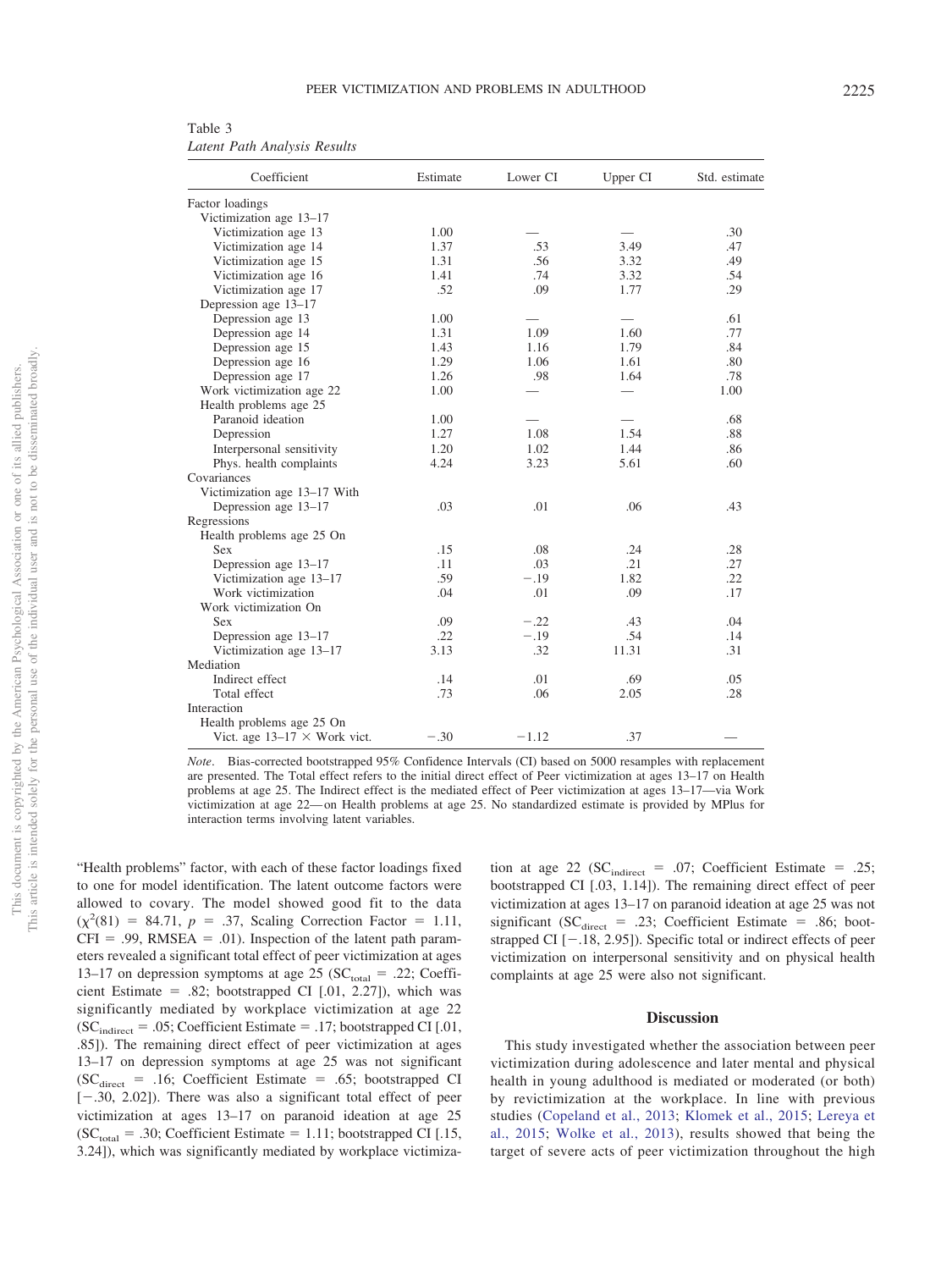Table 3

*Latent Path Analysis Results*

| Coefficient | Estimate | Lower CI | Upper CI | Std. estimate |
|---|---|---|---|---|
| Factor loadings | | | | |
| Victimization age 13–17 | | | | |
| Victimization age 13 | 1.00 | — | — | .30 |
| Victimization age 14 | 1.37 | .53 | 3.49 | .47 |
| Victimization age 15 | 1.31 | .56 | 3.32 | .49 |
| Victimization age 16 | 1.41 | .74 | 3.32 | .54 |
| Victimization age 17 | .52 | .09 | 1.77 | .29 |
| Depression age 13–17 | | | | |
| Depression age 13 | 1.00 | — | — | .61 |
| Depression age 14 | 1.31 | 1.09 | 1.60 | .77 |
| Depression age 15 | 1.43 | 1.16 | 1.79 | .84 |
| Depression age 16 | 1.29 | 1.06 | 1.61 | .80 |
| Depression age 17 | 1.26 | .98 | 1.64 | .78 |
| Work victimization age 22 | 1.00 | — | — | 1.00 |
| Health problems age 25 | | | | |
| Paranoid ideation | 1.00 | — | — | .68 |
| Depression | 1.27 | 1.08 | 1.54 | .88 |
| Interpersonal sensitivity | 1.20 | 1.02 | 1.44 | .86 |
| Phys. health complaints | 4.24 | 3.23 | 5.61 | .60 |
| Covariances | | | | |
| Victimization age 13–17 With | | | | |
| Depression age 13–17 | .03 | .01 | .06 | .43 |
| Regressions | | | | |
| Health problems age 25 On | | | | |
| Sex | .15 | .08 | .24 | .28 |
| Depression age 13–17 | .11 | .03 | .21 | .27 |
| Victimization age 13–17 | .59 | −.19 | 1.82 | .22 |
| Work victimization | .04 | .01 | .09 | .17 |
| Work victimization On | | | | |
| Sex | .09 | −.22 | .43 | .04 |
| Depression age 13–17 | .22 | −.19 | .54 | .14 |
| Victimization age 13–17 | 3.13 | .32 | 11.31 | .31 |
| Mediation | | | | |
| Indirect effect | .14 | .01 | .69 | .05 |
| Total effect | .73 | .06 | 2.05 | .28 |
| Interaction | | | | |
| Health problems age 25 On | | | | |
| Vict. age 13–17 × Work vict. | −.30 | −1.12 | .37 | — |

*Note*. Bias-corrected bootstrapped 95% Confidence Intervals (CI) based on 5000 resamples with replacement are presented. The Total effect refers to the initial direct effect of Peer victimization at ages 13–17 on Health problems at age 25. The Indirect effect is the mediated effect of Peer victimization at ages 13–17—via Work victimization at age 22—on Health problems at age 25. No standardized estimate is provided by MPlus for interaction terms involving latent variables.

"Health problems" factor, with each of these factor loadings fixed to one for model identification. The latent outcome factors were allowed to covary. The model showed good fit to the data ($\chi^2(81)$ = 84.71, $p$ = .37, Scaling Correction Factor = 1.11, CFI = .99, RMSEA = .01). Inspection of the latent path parameters revealed a significant total effect of peer victimization at ages 13–17 on depression symptoms at age 25 ($SC_{total}$ = .22; Coefficient Estimate = .82; bootstrapped CI [.01, 2.27]), which was significantly mediated by workplace victimization at age 22 ($SC_{indirect}$ = .05; Coefficient Estimate = .17; bootstrapped CI [.01, .85]). The remaining direct effect of peer victimization at ages 13–17 on depression symptoms at age 25 was not significant ($SC_{direct}$ = .16; Coefficient Estimate = .65; bootstrapped CI [−.30, 2.02]). There was also a significant total effect of peer victimization at ages 13–17 on paranoid ideation at age 25 ($SC_{total}$ = .30; Coefficient Estimate = 1.11; bootstrapped CI [.15, 3.24]), which was significantly mediated by workplace victimization at age 22 ($SC_{indirect}$ = .07; Coefficient Estimate = .25; bootstrapped CI [.03, 1.14]). The remaining direct effect of peer victimization at ages 13–17 on paranoid ideation at age 25 was not significant ($SC_{direct}$ = .23; Coefficient Estimate = .86; bootstrapped CI [−.18, 2.95]). Specific total or indirect effects of peer victimization on interpersonal sensitivity and on physical health complaints at age 25 were also not significant.

## Discussion

This study investigated whether the association between peer victimization during adolescence and later mental and physical health in young adulthood is mediated or moderated (or both) by revictimization at the workplace. In line with previous studies (Copeland et al., 2013; Klomek et al., 2015; Lereya et al., 2015; Wolke et al., 2013), results showed that being the target of severe acts of peer victimization throughout the high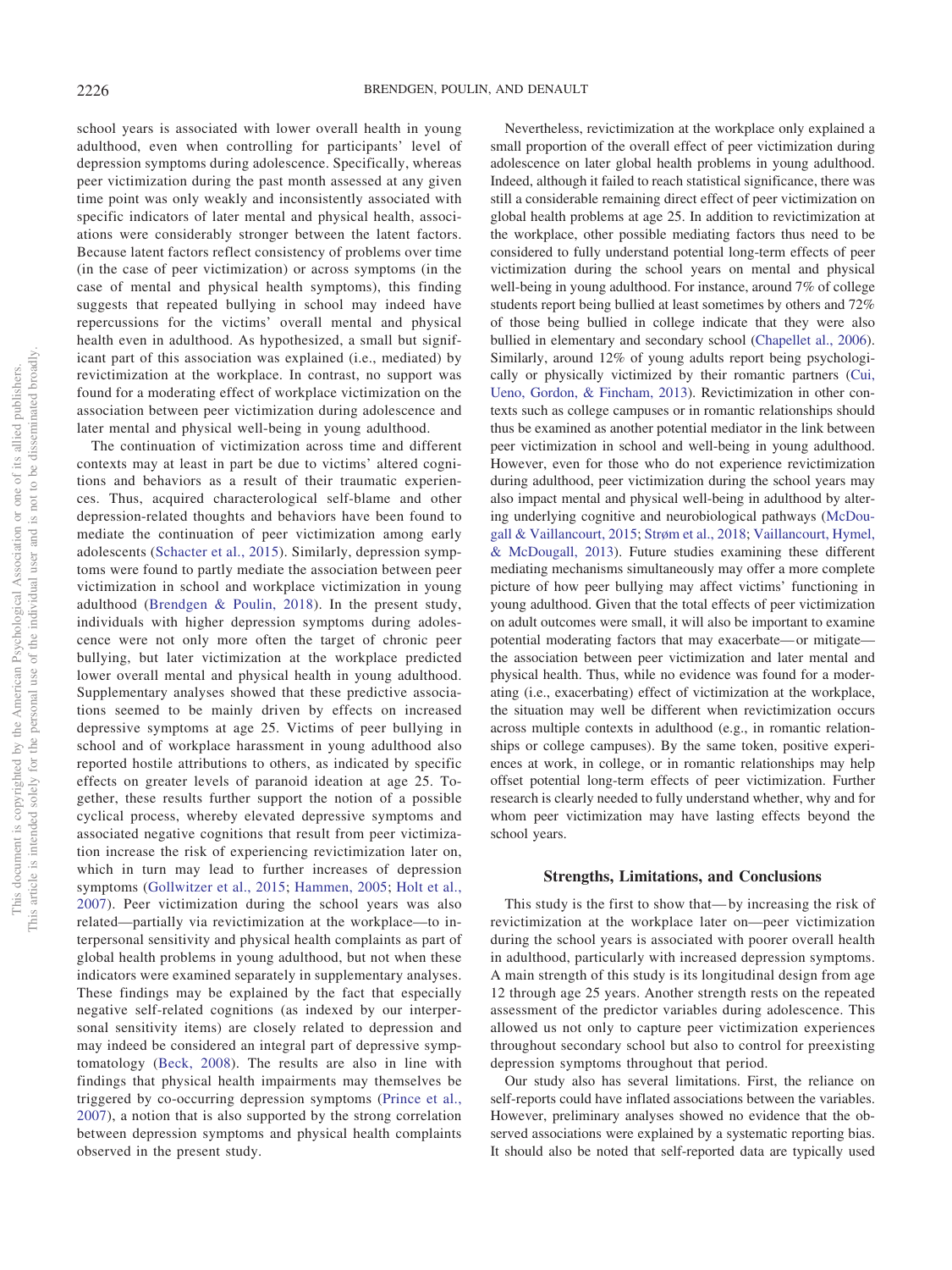school years is associated with lower overall health in young adulthood, even when controlling for participants' level of depression symptoms during adolescence. Specifically, whereas peer victimization during the past month assessed at any given time point was only weakly and inconsistently associated with specific indicators of later mental and physical health, associations were considerably stronger between the latent factors. Because latent factors reflect consistency of problems over time (in the case of peer victimization) or across symptoms (in the case of mental and physical health symptoms), this finding suggests that repeated bullying in school may indeed have repercussions for the victims' overall mental and physical health even in adulthood. As hypothesized, a small but significant part of this association was explained (i.e., mediated) by revictimization at the workplace. In contrast, no support was found for a moderating effect of workplace victimization on the association between peer victimization during adolescence and later mental and physical well-being in young adulthood.

The continuation of victimization across time and different contexts may at least in part be due to victims' altered cognitions and behaviors as a result of their traumatic experiences. Thus, acquired characterological self-blame and other depression-related thoughts and behaviors have been found to mediate the continuation of peer victimization among early adolescents (Schacter et al., 2015). Similarly, depression symptoms were found to partly mediate the association between peer victimization in school and workplace victimization in young adulthood (Brendgen & Poulin, 2018). In the present study, individuals with higher depression symptoms during adolescence were not only more often the target of chronic peer bullying, but later victimization at the workplace predicted lower overall mental and physical health in young adulthood. Supplementary analyses showed that these predictive associations seemed to be mainly driven by effects on increased depressive symptoms at age 25. Victims of peer bullying in school and of workplace harassment in young adulthood also reported hostile attributions to others, as indicated by specific effects on greater levels of paranoid ideation at age 25. Together, these results further support the notion of a possible cyclical process, whereby elevated depressive symptoms and associated negative cognitions that result from peer victimization increase the risk of experiencing revictimization later on, which in turn may lead to further increases of depression symptoms (Gollwitzer et al., 2015; Hammen, 2005; Holt et al., 2007). Peer victimization during the school years was also related—partially via revictimization at the workplace—to interpersonal sensitivity and physical health complaints as part of global health problems in young adulthood, but not when these indicators were examined separately in supplementary analyses. These findings may be explained by the fact that especially negative self-related cognitions (as indexed by our interpersonal sensitivity items) are closely related to depression and may indeed be considered an integral part of depressive symptomatology (Beck, 2008). The results are also in line with findings that physical health impairments may themselves be triggered by co-occurring depression symptoms (Prince et al., 2007), a notion that is also supported by the strong correlation between depression symptoms and physical health complaints observed in the present study.

Nevertheless, revictimization at the workplace only explained a small proportion of the overall effect of peer victimization during adolescence on later global health problems in young adulthood. Indeed, although it failed to reach statistical significance, there was still a considerable remaining direct effect of peer victimization on global health problems at age 25. In addition to revictimization at the workplace, other possible mediating factors thus need to be considered to fully understand potential long-term effects of peer victimization during the school years on mental and physical well-being in young adulthood. For instance, around 7% of college students report being bullied at least sometimes by others and 72% of those being bullied in college indicate that they were also bullied in elementary and secondary school (Chapellet al., 2006). Similarly, around 12% of young adults report being psychologically or physically victimized by their romantic partners (Cui, Ueno, Gordon, & Fincham, 2013). Revictimization in other contexts such as college campuses or in romantic relationships should thus be examined as another potential mediator in the link between peer victimization in school and well-being in young adulthood. However, even for those who do not experience revictimization during adulthood, peer victimization during the school years may also impact mental and physical well-being in adulthood by altering underlying cognitive and neurobiological pathways (McDougall & Vaillancourt, 2015; Strøm et al., 2018; Vaillancourt, Hymel, & McDougall, 2013). Future studies examining these different mediating mechanisms simultaneously may offer a more complete picture of how peer bullying may affect victims' functioning in young adulthood. Given that the total effects of peer victimization on adult outcomes were small, it will also be important to examine potential moderating factors that may exacerbate—or mitigate—the association between peer victimization and later mental and physical health. Thus, while no evidence was found for a moderating (i.e., exacerbating) effect of victimization at the workplace, the situation may well be different when revictimization occurs across multiple contexts in adulthood (e.g., in romantic relationships or college campuses). By the same token, positive experiences at work, in college, or in romantic relationships may help offset potential long-term effects of peer victimization. Further research is clearly needed to fully understand whether, why and for whom peer victimization may have lasting effects beyond the school years.

## Strengths, Limitations, and Conclusions

This study is the first to show that—by increasing the risk of revictimization at the workplace later on—peer victimization during the school years is associated with poorer overall health in adulthood, particularly with increased depression symptoms. A main strength of this study is its longitudinal design from age 12 through age 25 years. Another strength rests on the repeated assessment of the predictor variables during adolescence. This allowed us not only to capture peer victimization experiences throughout secondary school but also to control for preexisting depression symptoms throughout that period.

Our study also has several limitations. First, the reliance on self-reports could have inflated associations between the variables. However, preliminary analyses showed no evidence that the observed associations were explained by a systematic reporting bias. It should also be noted that self-reported data are typically used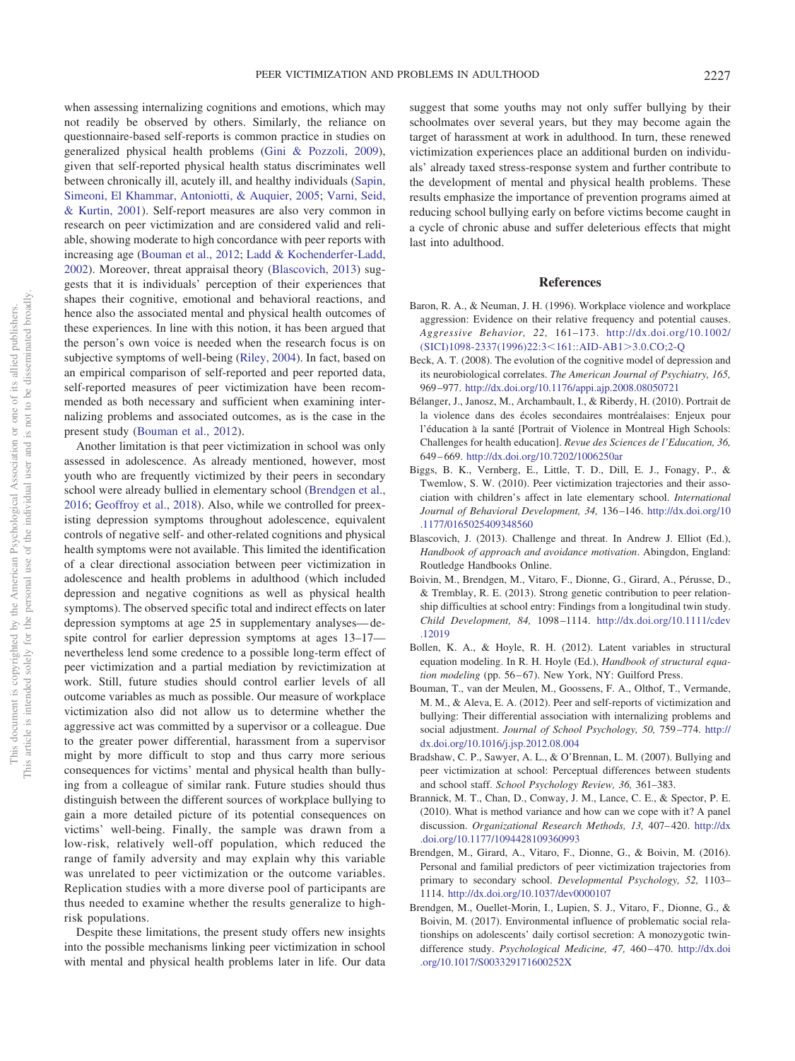when assessing internalizing cognitions and emotions, which may not readily be observed by others. Similarly, the reliance on questionnaire-based self-reports is common practice in studies on generalized physical health problems (Gini & Pozzoli, 2009), given that self-reported physical health status discriminates well between chronically ill, acutely ill, and healthy individuals (Sapin, Simeoni, El Khammar, Antoniotti, & Auquier, 2005; Varni, Seid, & Kurtin, 2001). Self-report measures are also very common in research on peer victimization and are considered valid and reliable, showing moderate to high concordance with peer reports with increasing age (Bouman et al., 2012; Ladd & Kochenderfer-Ladd, 2002). Moreover, threat appraisal theory (Blascovich, 2013) suggests that it is individuals' perception of their experiences that shapes their cognitive, emotional and behavioral reactions, and hence also the associated mental and physical health outcomes of these experiences. In line with this notion, it has been argued that the person's own voice is needed when the research focus is on subjective symptoms of well-being (Riley, 2004). In fact, based on an empirical comparison of self-reported and peer reported data, self-reported measures of peer victimization have been recommended as both necessary and sufficient when examining internalizing problems and associated outcomes, as is the case in the present study (Bouman et al., 2012).

Another limitation is that peer victimization in school was only assessed in adolescence. As already mentioned, however, most youth who are frequently victimized by their peers in secondary school were already bullied in elementary school (Brendgen et al., 2016; Geoffroy et al., 2018). Also, while we controlled for preexisting depression symptoms throughout adolescence, equivalent controls of negative self- and other-related cognitions and physical health symptoms were not available. This limited the identification of a clear directional association between peer victimization in adolescence and health problems in adulthood (which included depression and negative cognitions as well as physical health symptoms). The observed specific total and indirect effects on later depression symptoms at age 25 in supplementary analyses—despite control for earlier depression symptoms at ages 13–17—nevertheless lend some credence to a possible long-term effect of peer victimization and a partial mediation by revictimization at work. Still, future studies should control earlier levels of all outcome variables as much as possible. Our measure of workplace victimization also did not allow us to determine whether the aggressive act was committed by a supervisor or a colleague. Due to the greater power differential, harassment from a supervisor might by more difficult to stop and thus carry more serious consequences for victims' mental and physical health than bullying from a colleague of similar rank. Future studies should thus distinguish between the different sources of workplace bullying to gain a more detailed picture of its potential consequences on victims' well-being. Finally, the sample was drawn from a low-risk, relatively well-off population, which reduced the range of family adversity and may explain why this variable was unrelated to peer victimization or the outcome variables. Replication studies with a more diverse pool of participants are thus needed to examine whether the results generalize to high-risk populations.

Despite these limitations, the present study offers new insights into the possible mechanisms linking peer victimization in school with mental and physical health problems later in life. Our data suggest that some youths may not only suffer bullying by their schoolmates over several years, but they may become again the target of harassment at work in adulthood. In turn, these renewed victimization experiences place an additional burden on individuals' already taxed stress-response system and further contribute to the development of mental and physical health problems. These results emphasize the importance of prevention programs aimed at reducing school bullying early on before victims become caught in a cycle of chronic abuse and suffer deleterious effects that might last into adulthood.

## References

Baron, R. A., & Neuman, J. H. (1996). Workplace violence and workplace aggression: Evidence on their relative frequency and potential causes. *Aggressive Behavior, 22,* 161–173. http://dx.doi.org/10.1002/(SICI)1098-2337(1996)22:3<161::AID-AB1>3.0.CO;2-Q

Beck, A. T. (2008). The evolution of the cognitive model of depression and its neurobiological correlates. *The American Journal of Psychiatry, 165,* 969–977. http://dx.doi.org/10.1176/appi.ajp.2008.08050721

Bélanger, J., Janosz, M., Archambault, I., & Riberdy, H. (2010). Portrait de la violence dans des écoles secondaires montréalaises: Enjeux pour l'éducation à la santé [Portrait of Violence in Montreal High Schools: Challenges for health education]. *Revue des Sciences de l'Education, 36,* 649–669. http://dx.doi.org/10.7202/1006250ar

Biggs, B. K., Vernberg, E., Little, T. D., Dill, E. J., Fonagy, P., & Twemlow, S. W. (2010). Peer victimization trajectories and their association with children's affect in late elementary school. *International Journal of Behavioral Development, 34,* 136–146. http://dx.doi.org/10.1177/0165025409348560

Blascovich, J. (2013). Challenge and threat. In Andrew J. Elliot (Ed.), *Handbook of approach and avoidance motivation*. Abingdon, England: Routledge Handbooks Online.

Boivin, M., Brendgen, M., Vitaro, F., Dionne, G., Girard, A., Pérusse, D., & Tremblay, R. E. (2013). Strong genetic contribution to peer relationship difficulties at school entry: Findings from a longitudinal twin study. *Child Development, 84,* 1098–1114. http://dx.doi.org/10.1111/cdev.12019

Bollen, K. A., & Hoyle, R. H. (2012). Latent variables in structural equation modeling. In R. H. Hoyle (Ed.), *Handbook of structural equation modeling* (pp. 56–67). New York, NY: Guilford Press.

Bouman, T., van der Meulen, M., Goossens, F. A., Olthof, T., Vermande, M. M., & Aleva, E. A. (2012). Peer and self-reports of victimization and bullying: Their differential association with internalizing problems and social adjustment. *Journal of School Psychology, 50,* 759–774. http://dx.doi.org/10.1016/j.jsp.2012.08.004

Bradshaw, C. P., Sawyer, A. L., & O'Brennan, L. M. (2007). Bullying and peer victimization at school: Perceptual differences between students and school staff. *School Psychology Review, 36,* 361–383.

Brannick, M. T., Chan, D., Conway, J. M., Lance, C. E., & Spector, P. E. (2010). What is method variance and how can we cope with it? A panel discussion. *Organizational Research Methods, 13,* 407–420. http://dx.doi.org/10.1177/1094428109360993

Brendgen, M., Girard, A., Vitaro, F., Dionne, G., & Boivin, M. (2016). Personal and familial predictors of peer victimization trajectories from primary to secondary school. *Developmental Psychology, 52,* 1103–1114. http://dx.doi.org/10.1037/dev0000107

Brendgen, M., Ouellet-Morin, I., Lupien, S. J., Vitaro, F., Dionne, G., & Boivin, M. (2017). Environmental influence of problematic social relationships on adolescents' daily cortisol secretion: A monozygotic twin-difference study. *Psychological Medicine, 47,* 460–470. http://dx.doi.org/10.1017/S003329171600252X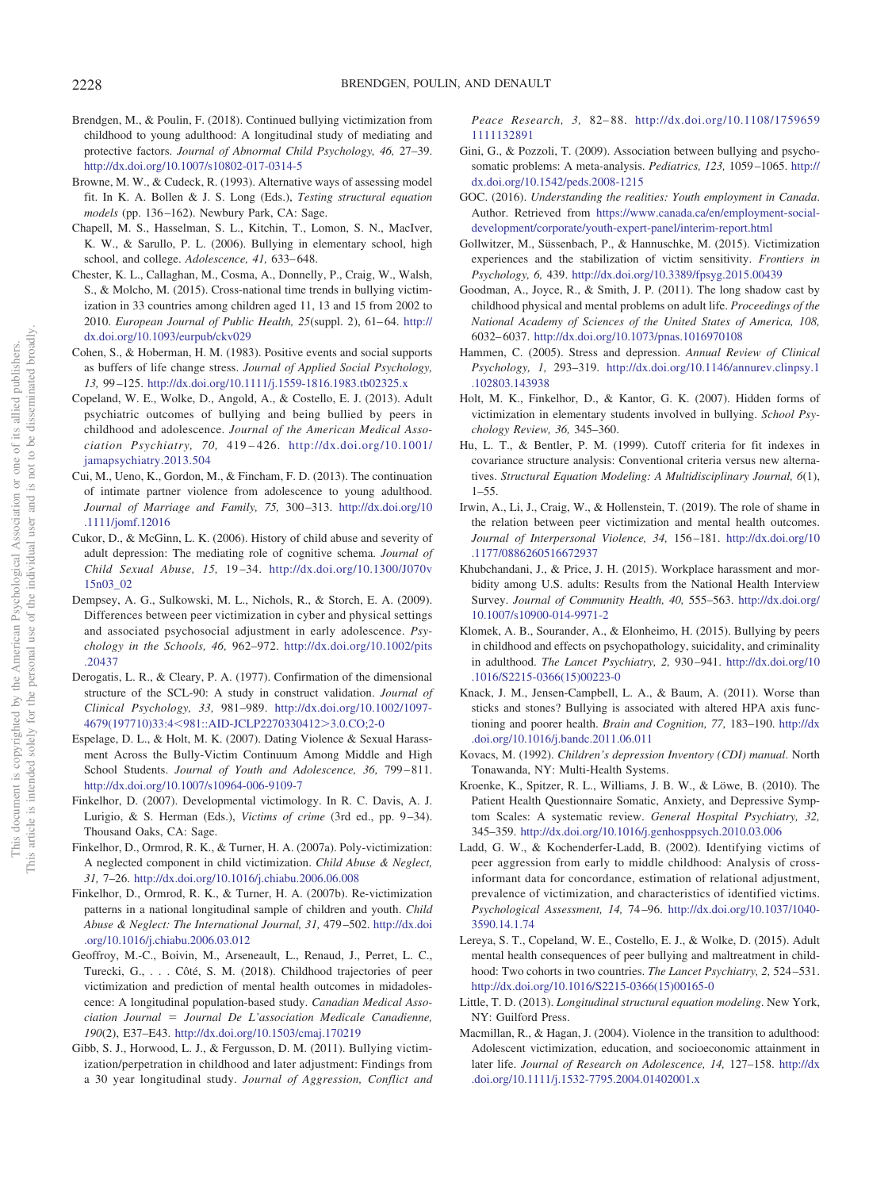Brendgen, M., & Poulin, F. (2018). Continued bullying victimization from childhood to young adulthood: A longitudinal study of mediating and protective factors. *Journal of Abnormal Child Psychology, 46,* 27–39. http://dx.doi.org/10.1007/s10802-017-0314-5

Browne, M. W., & Cudeck, R. (1993). Alternative ways of assessing model fit. In K. A. Bollen & J. S. Long (Eds.), *Testing structural equation models* (pp. 136–162). Newbury Park, CA: Sage.

Chapell, M. S., Hasselman, S. L., Kitchin, T., Lomon, S. N., MacIver, K. W., & Sarullo, P. L. (2006). Bullying in elementary school, high school, and college. *Adolescence, 41,* 633–648.

Chester, K. L., Callaghan, M., Cosma, A., Donnelly, P., Craig, W., Walsh, S., & Molcho, M. (2015). Cross-national time trends in bullying victimization in 33 countries among children aged 11, 13 and 15 from 2002 to 2010. *European Journal of Public Health, 25*(suppl. 2), 61–64. http://dx.doi.org/10.1093/eurpub/ckv029

Cohen, S., & Hoberman, H. M. (1983). Positive events and social supports as buffers of life change stress. *Journal of Applied Social Psychology, 13,* 99–125. http://dx.doi.org/10.1111/j.1559-1816.1983.tb02325.x

Copeland, W. E., Wolke, D., Angold, A., & Costello, E. J. (2013). Adult psychiatric outcomes of bullying and being bullied by peers in childhood and adolescence. *Journal of the American Medical Association Psychiatry, 70,* 419–426. http://dx.doi.org/10.1001/jamapsychiatry.2013.504

Cui, M., Ueno, K., Gordon, M., & Fincham, F. D. (2013). The continuation of intimate partner violence from adolescence to young adulthood. *Journal of Marriage and Family, 75,* 300–313. http://dx.doi.org/10.1111/jomf.12016

Cukor, D., & McGinn, L. K. (2006). History of child abuse and severity of adult depression: The mediating role of cognitive schema. *Journal of Child Sexual Abuse, 15,* 19–34. http://dx.doi.org/10.1300/J070v15n03_02

Dempsey, A. G., Sulkowski, M. L., Nichols, R., & Storch, E. A. (2009). Differences between peer victimization in cyber and physical settings and associated psychosocial adjustment in early adolescence. *Psychology in the Schools, 46,* 962–972. http://dx.doi.org/10.1002/pits.20437

Derogatis, L. R., & Cleary, P. A. (1977). Confirmation of the dimensional structure of the SCL-90: A study in construct validation. *Journal of Clinical Psychology, 33,* 981–989. http://dx.doi.org/10.1002/1097-4679(197710)33:4<981::AID-JCLP2270330412>3.0.CO;2-0

Espelage, D. L., & Holt, M. K. (2007). Dating Violence & Sexual Harassment Across the Bully-Victim Continuum Among Middle and High School Students. *Journal of Youth and Adolescence, 36,* 799–811. http://dx.doi.org/10.1007/s10964-006-9109-7

Finkelhor, D. (2007). Developmental victimology. In R. C. Davis, A. J. Lurigio, & S. Herman (Eds.), *Victims of crime* (3rd ed., pp. 9–34). Thousand Oaks, CA: Sage.

Finkelhor, D., Ormrod, R. K., & Turner, H. A. (2007a). Poly-victimization: A neglected component in child victimization. *Child Abuse & Neglect, 31,* 7–26. http://dx.doi.org/10.1016/j.chiabu.2006.06.008

Finkelhor, D., Ormrod, R. K., & Turner, H. A. (2007b). Re-victimization patterns in a national longitudinal sample of children and youth. *Child Abuse & Neglect: The International Journal, 31,* 479–502. http://dx.doi.org/10.1016/j.chiabu.2006.03.012

Geoffroy, M.-C., Boivin, M., Arseneault, L., Renaud, J., Perret, L. C., Turecki, G., . . . Côté, S. M. (2018). Childhood trajectories of peer victimization and prediction of mental health outcomes in midadolescence: A longitudinal population-based study. *Canadian Medical Association Journal = Journal De L'association Medicale Canadienne, 190*(2), E37–E43. http://dx.doi.org/10.1503/cmaj.170219

Gibb, S. J., Horwood, L. J., & Fergusson, D. M. (2011). Bullying victimization/perpetration in childhood and later adjustment: Findings from a 30 year longitudinal study. *Journal of Aggression, Conflict and Peace Research, 3,* 82–88. http://dx.doi.org/10.1108/17596591111132891

Gini, G., & Pozzoli, T. (2009). Association between bullying and psychosomatic problems: A meta-analysis. *Pediatrics, 123,* 1059–1065. http://dx.doi.org/10.1542/peds.2008-1215

GOC. (2016). *Understanding the realities: Youth employment in Canada*. Author. Retrieved from https://www.canada.ca/en/employment-social-development/corporate/youth-expert-panel/interim-report.html

Gollwitzer, M., Süssenbach, P., & Hannuschke, M. (2015). Victimization experiences and the stabilization of victim sensitivity. *Frontiers in Psychology, 6,* 439. http://dx.doi.org/10.3389/fpsyg.2015.00439

Goodman, A., Joyce, R., & Smith, J. P. (2011). The long shadow cast by childhood physical and mental problems on adult life. *Proceedings of the National Academy of Sciences of the United States of America, 108,* 6032–6037. http://dx.doi.org/10.1073/pnas.1016970108

Hammen, C. (2005). Stress and depression. *Annual Review of Clinical Psychology, 1,* 293–319. http://dx.doi.org/10.1146/annurev.clinpsy.1.102803.143938

Holt, M. K., Finkelhor, D., & Kantor, G. K. (2007). Hidden forms of victimization in elementary students involved in bullying. *School Psychology Review, 36,* 345–360.

Hu, L. T., & Bentler, P. M. (1999). Cutoff criteria for fit indexes in covariance structure analysis: Conventional criteria versus new alternatives. *Structural Equation Modeling: A Multidisciplinary Journal, 6*(1), 1–55.

Irwin, A., Li, J., Craig, W., & Hollenstein, T. (2019). The role of shame in the relation between peer victimization and mental health outcomes. *Journal of Interpersonal Violence, 34,* 156–181. http://dx.doi.org/10.1177/0886260516672937

Khubchandani, J., & Price, J. H. (2015). Workplace harassment and morbidity among U.S. adults: Results from the National Health Interview Survey. *Journal of Community Health, 40,* 555–563. http://dx.doi.org/10.1007/s10900-014-9971-2

Klomek, A. B., Sourander, A., & Elonheimo, H. (2015). Bullying by peers in childhood and effects on psychopathology, suicidality, and criminality in adulthood. *The Lancet Psychiatry, 2,* 930–941. http://dx.doi.org/10.1016/S2215-0366(15)00223-0

Knack, J. M., Jensen-Campbell, L. A., & Baum, A. (2011). Worse than sticks and stones? Bullying is associated with altered HPA axis functioning and poorer health. *Brain and Cognition, 77,* 183–190. http://dx.doi.org/10.1016/j.bandc.2011.06.011

Kovacs, M. (1992). *Children's depression Inventory (CDI) manual*. North Tonawanda, NY: Multi-Health Systems.

Kroenke, K., Spitzer, R. L., Williams, J. B. W., & Löwe, B. (2010). The Patient Health Questionnaire Somatic, Anxiety, and Depressive Symptom Scales: A systematic review. *General Hospital Psychiatry, 32,* 345–359. http://dx.doi.org/10.1016/j.genhosppsych.2010.03.006

Ladd, G. W., & Kochenderfer-Ladd, B. (2002). Identifying victims of peer aggression from early to middle childhood: Analysis of cross-informant data for concordance, estimation of relational adjustment, prevalence of victimization, and characteristics of identified victims. *Psychological Assessment, 14,* 74–96. http://dx.doi.org/10.1037/1040-3590.14.1.74

Lereya, S. T., Copeland, W. E., Costello, E. J., & Wolke, D. (2015). Adult mental health consequences of peer bullying and maltreatment in childhood: Two cohorts in two countries. *The Lancet Psychiatry, 2,* 524–531. http://dx.doi.org/10.1016/S2215-0366(15)00165-0

Little, T. D. (2013). *Longitudinal structural equation modeling*. New York, NY: Guilford Press.

Macmillan, R., & Hagan, J. (2004). Violence in the transition to adulthood: Adolescent victimization, education, and socioeconomic attainment in later life. *Journal of Research on Adolescence, 14,* 127–158. http://dx.doi.org/10.1111/j.1532-7795.2004.01402001.x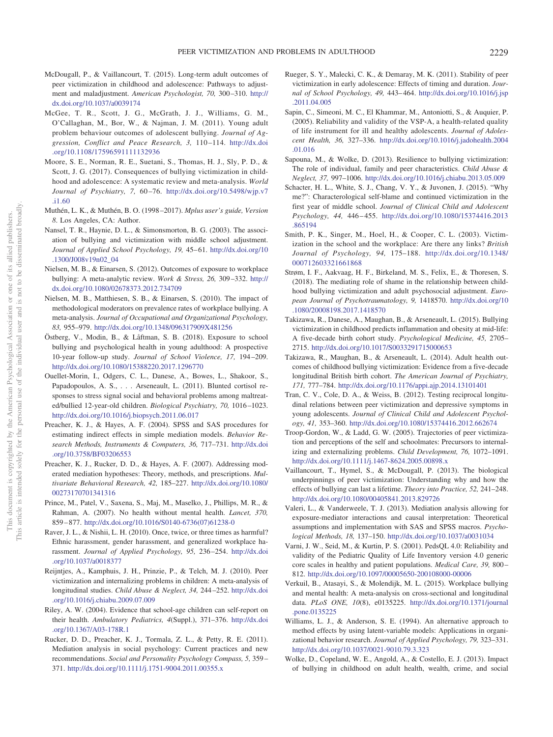McDougall, P., & Vaillancourt, T. (2015). Long-term adult outcomes of peer victimization in childhood and adolescence: Pathways to adjustment and maladjustment. *American Psychologist, 70,* 300–310. http://dx.doi.org/10.1037/a0039174

McGee, T. R., Scott, J. G., McGrath, J. J., Williams, G. M., O'Callaghan, M., Bor, W., & Najman, J. M. (2011). Young adult problem behaviour outcomes of adolescent bullying. *Journal of Aggression, Conflict and Peace Research, 3,* 110–114. http://dx.doi.org/10.1108/17596591111132936

Moore, S. E., Norman, R. E., Suetani, S., Thomas, H. J., Sly, P. D., & Scott, J. G. (2017). Consequences of bullying victimization in childhood and adolescence: A systematic review and meta-analysis. *World Journal of Psychiatry, 7,* 60–76. http://dx.doi.org/10.5498/wjp.v7.i1.60

Muthén, L. K., & Muthén, B. O. (1998–2017). *Mplus user's guide, Version 8*. Los Angeles, CA: Author.

Nansel, T. R., Haynie, D. L., & Simonsmorton, B. G. (2003). The association of bullying and victimization with middle school adjustment. *Journal of Applied School Psychology, 19,* 45–61. http://dx.doi.org/10.1300/J008v19n02_04

Nielsen, M. B., & Einarsen, S. (2012). Outcomes of exposure to workplace bullying: A meta-analytic review. *Work & Stress, 26,* 309–332. http://dx.doi.org/10.1080/02678373.2012.734709

Nielsen, M. B., Matthiesen, S. B., & Einarsen, S. (2010). The impact of methodological moderators on prevalence rates of workplace bullying. A meta-analysis. *Journal of Occupational and Organizational Psychology, 83,* 955–979. http://dx.doi.org/10.1348/096317909X481256

Östberg, V., Modin, B., & Låftman, S. B. (2018). Exposure to school bullying and psychological health in young adulthood: A prospective 10-year follow-up study. *Journal of School Violence, 17,* 194–209. http://dx.doi.org/10.1080/15388220.2017.1296770

Ouellet-Morin, I., Odgers, C. L., Danese, A., Bowes, L., Shakoor, S., Papadopoulos, A. S., . . . Arseneault, L. (2011). Blunted cortisol responses to stress signal social and behavioral problems among maltreated/bullied 12-year-old children. *Biological Psychiatry, 70,* 1016–1023. http://dx.doi.org/10.1016/j.biopsych.2011.06.017

Preacher, K. J., & Hayes, A. F. (2004). SPSS and SAS procedures for estimating indirect effects in simple mediation models. *Behavior Research Methods, Instruments & Computers, 36,* 717–731. http://dx.doi.org/10.3758/BF03206553

Preacher, K. J., Rucker, D. D., & Hayes, A. F. (2007). Addressing moderated mediation hypotheses: Theory, methods, and prescriptions. *Multivariate Behavioral Research, 42,* 185–227. http://dx.doi.org/10.1080/00273170701341316

Prince, M., Patel, V., Saxena, S., Maj, M., Maselko, J., Phillips, M. R., & Rahman, A. (2007). No health without mental health. *Lancet, 370,* 859–877. http://dx.doi.org/10.1016/S0140-6736(07)61238-0

Raver, J. L., & Nishii, L. H. (2010). Once, twice, or three times as harmful? Ethnic harassment, gender harassment, and generalized workplace harassment. *Journal of Applied Psychology, 95,* 236–254. http://dx.doi.org/10.1037/a0018377

Reijntjes, A., Kamphuis, J. H., Prinzie, P., & Telch, M. J. (2010). Peer victimization and internalizing problems in children: A meta-analysis of longitudinal studies. *Child Abuse & Neglect, 34,* 244–252. http://dx.doi.org/10.1016/j.chiabu.2009.07.009

Riley, A. W. (2004). Evidence that school-age children can self-report on their health. *Ambulatory Pediatrics, 4*(Suppl.), 371–376. http://dx.doi.org/10.1367/A03-178R.1

Rucker, D. D., Preacher, K. J., Tormala, Z. L., & Petty, R. E. (2011). Mediation analysis in social psychology: Current practices and new recommendations. *Social and Personality Psychology Compass, 5,* 359–371. http://dx.doi.org/10.1111/j.1751-9004.2011.00355.x

Rueger, S. Y., Malecki, C. K., & Demaray, M. K. (2011). Stability of peer victimization in early adolescence: Effects of timing and duration. *Journal of School Psychology, 49,* 443–464. http://dx.doi.org/10.1016/j.jsp.2011.04.005

Sapin, C., Simeoni, M. C., El Khammar, M., Antoniotti, S., & Auquier, P. (2005). Reliability and validity of the VSP-A, a health-related quality of life instrument for ill and healthy adolescents. *Journal of Adolescent Health, 36,* 327–336. http://dx.doi.org/10.1016/j.jadohealth.2004.01.016

Sapouna, M., & Wolke, D. (2013). Resilience to bullying victimization: The role of individual, family and peer characteristics. *Child Abuse & Neglect, 37,* 997–1006. http://dx.doi.org/10.1016/j.chiabu.2013.05.009

Schacter, H. L., White, S. J., Chang, V. Y., & Juvonen, J. (2015). "Why me?": Characterological self-blame and continued victimization in the first year of middle school. *Journal of Clinical Child and Adolescent Psychology, 44,* 446–455. http://dx.doi.org/10.1080/15374416.2013.865194

Smith, P. K., Singer, M., Hoel, H., & Cooper, C. L. (2003). Victimization in the school and the workplace: Are there any links? *British Journal of Psychology, 94,* 175–188. http://dx.doi.org/10.1348/000712603321661868

Strøm, I. F., Aakvaag, H. F., Birkeland, M. S., Felix, E., & Thoresen, S. (2018). The mediating role of shame in the relationship between childhood bullying victimization and adult psychosocial adjustment. *European Journal of Psychotraumatology, 9,* 1418570. http://dx.doi.org/10.1080/20008198.2017.1418570

Takizawa, R., Danese, A., Maughan, B., & Arseneault, L. (2015). Bullying victimization in childhood predicts inflammation and obesity at mid-life: A five-decade birth cohort study. *Psychological Medicine, 45,* 2705–2715. http://dx.doi.org/10.1017/S0033291715000653

Takizawa, R., Maughan, B., & Arseneault, L. (2014). Adult health outcomes of childhood bullying victimization: Evidence from a five-decade longitudinal British birth cohort. *The American Journal of Psychiatry, 171,* 777–784. http://dx.doi.org/10.1176/appi.ajp.2014.13101401

Tran, C. V., Cole, D. A., & Weiss, B. (2012). Testing reciprocal longitudinal relations between peer victimization and depressive symptoms in young adolescents. *Journal of Clinical Child and Adolescent Psychology, 41,* 353–360. http://dx.doi.org/10.1080/15374416.2012.662674

Troop-Gordon, W., & Ladd, G. W. (2005). Trajectories of peer victimization and perceptions of the self and schoolmates: Precursors to internalizing and externalizing problems. *Child Development, 76,* 1072–1091. http://dx.doi.org/10.1111/j.1467-8624.2005.00898.x

Vaillancourt, T., Hymel, S., & McDougall, P. (2013). The biological underpinnings of peer victimization: Understanding why and how the effects of bullying can last a lifetime. *Theory into Practice, 52,* 241–248. http://dx.doi.org/10.1080/00405841.2013.829726

Valeri, L., & Vanderweele, T. J. (2013). Mediation analysis allowing for exposure-mediator interactions and causal interpretation: Theoretical assumptions and implementation with SAS and SPSS macros. *Psychological Methods, 18,* 137–150. http://dx.doi.org/10.1037/a0031034

Varni, J. W., Seid, M., & Kurtin, P. S. (2001). PedsQL 4.0: Reliability and validity of the Pediatric Quality of Life Inventory version 4.0 generic core scales in healthy and patient populations. *Medical Care, 39,* 800–812. http://dx.doi.org/10.1097/00005650-200108000-00006

Verkuil, B., Atasayi, S., & Molendijk, M. L. (2015). Workplace bullying and mental health: A meta-analysis on cross-sectional and longitudinal data. *PLoS ONE, 10*(8), e0135225. http://dx.doi.org/10.1371/journal.pone.0135225

Williams, L. J., & Anderson, S. E. (1994). An alternative approach to method effects by using latent-variable models: Applications in organizational behavior research. *Journal of Applied Psychology, 79,* 323–331. http://dx.doi.org/10.1037/0021-9010.79.3.323

Wolke, D., Copeland, W. E., Angold, A., & Costello, E. J. (2013). Impact of bullying in childhood on adult health, wealth, crime, and social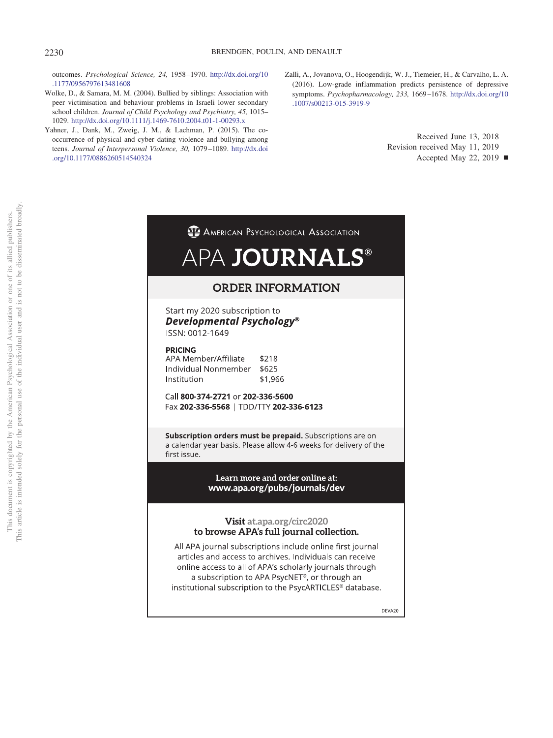outcomes. *Psychological Science, 24,* 1958–1970. http://dx.doi.org/10.1177/0956797613481608

Wolke, D., & Samara, M. M. (2004). Bullied by siblings: Association with peer victimisation and behaviour problems in Israeli lower secondary school children. *Journal of Child Psychology and Psychiatry, 45,* 1015–1029. http://dx.doi.org/10.1111/j.1469-7610.2004.t01-1-00293.x

Yahner, J., Dank, M., Zweig, J. M., & Lachman, P. (2015). The co-occurrence of physical and cyber dating violence and bullying among teens. *Journal of Interpersonal Violence, 30,* 1079–1089. http://dx.doi.org/10.1177/0886260514540324

Zalli, A., Jovanova, O., Hoogendijk, W. J., Tiemeier, H., & Carvalho, L. A. (2016). Low-grade inflammation predicts persistence of depressive symptoms. *Psychopharmacology, 233,* 1669–1678. http://dx.doi.org/10.1007/s00213-015-3919-9

Received June 13, 2018
Revision received May 11, 2019
Accepted May 22, 2019 ■

This document is copyrighted by the American Psychological Association or one of its allied publishers.
This article is intended solely for the personal use of the individual user and is not to be disseminated broadly.

AMERICAN PSYCHOLOGICAL ASSOCIATION

# APA JOURNALS®

## ORDER INFORMATION

Start my 2020 subscription to
***Developmental Psychology®***
ISSN: 0012-1649

**PRICING**

| | |
|---|---|
| APA Member/Affiliate | $218 |
| Individual Nonmember | $625 |
| Institution | $1,966 |

Call **800-374-2721** or **202-336-5600**
Fax **202-336-5568** | TDD/TTY **202-336-6123**

**Subscription orders must be prepaid.** Subscriptions are on a calendar year basis. Please allow 4-6 weeks for delivery of the first issue.

**Learn more and order online at:**
**www.apa.org/pubs/journals/dev**

**Visit** at.apa.org/circ2020
**to browse APA's full journal collection.**

All APA journal subscriptions include online first journal articles and access to archives. Individuals can receive online access to all of APA's scholarly journals through a subscription to APA PsycNET®, or through an institutional subscription to the PsycARTICLES® database.

DEVA20